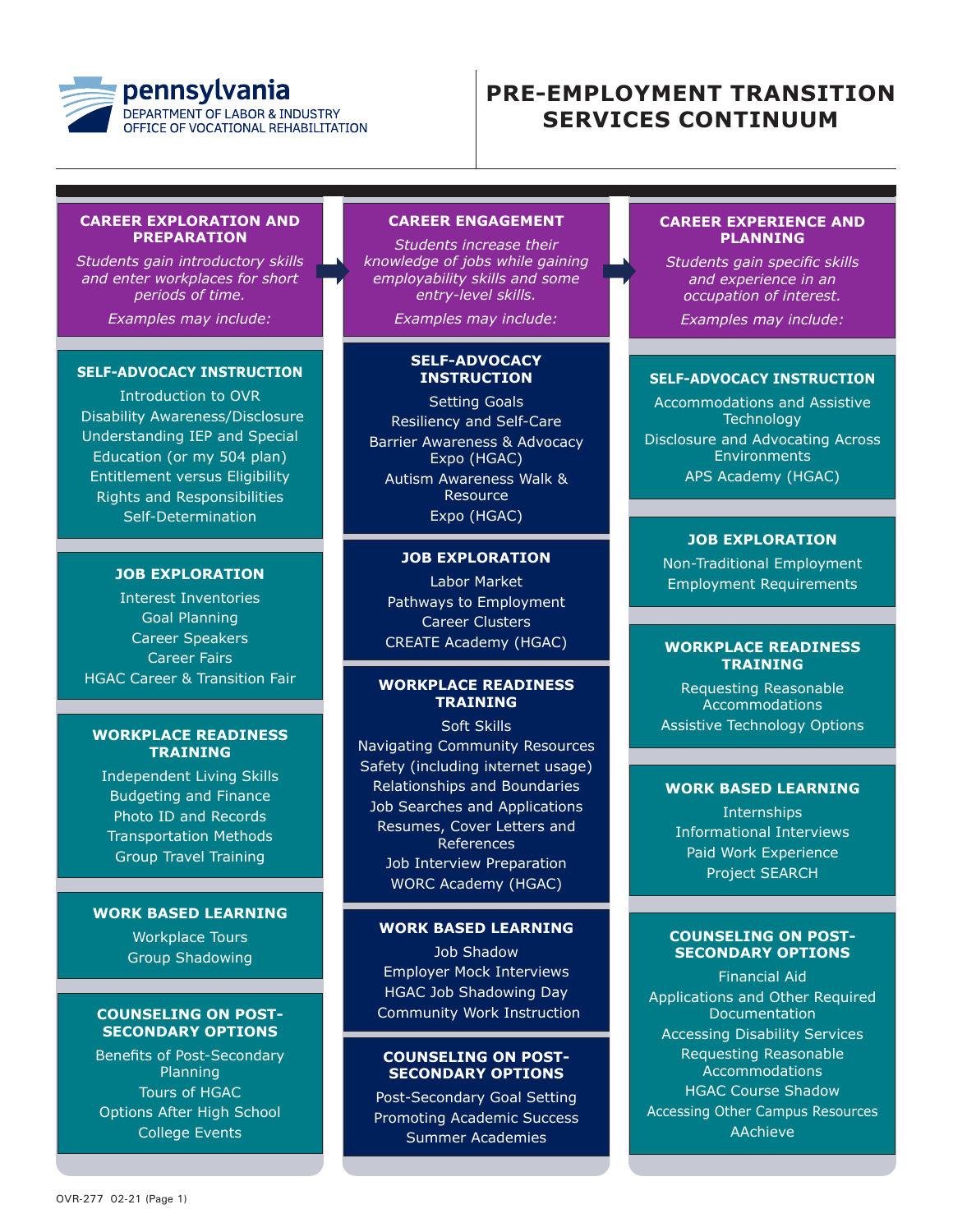pennsylvania
DEPARTMENT OF LABOR & INDUSTRY
OFFICE OF VOCATIONAL REHABILITATION

# PRE-EMPLOYMENT TRANSITION SERVICES CONTINUUM

## CAREER EXPLORATION AND PREPARATION

*Students gain introductory skills and enter workplaces for short periods of time.*

*Examples may include:*

### SELF-ADVOCACY INSTRUCTION

- Introduction to OVR
- Disability Awareness/Disclosure
- Understanding IEP and Special Education (or my 504 plan)
- Entitlement versus Eligibility
- Rights and Responsibilities
- Self-Determination

### JOB EXPLORATION

- Interest Inventories
- Goal Planning
- Career Speakers
- Career Fairs
- HGAC Career & Transition Fair

### WORKPLACE READINESS TRAINING

- Independent Living Skills
- Budgeting and Finance
- Photo ID and Records
- Transportation Methods
- Group Travel Training

### WORK BASED LEARNING

- Workplace Tours
- Group Shadowing

### COUNSELING ON POST-SECONDARY OPTIONS

- Benefits of Post-Secondary Planning
- Tours of HGAC
- Options After High School
- College Events

## CAREER ENGAGEMENT

*Students increase their knowledge of jobs while gaining employability skills and some entry-level skills.*

*Examples may include:*

### SELF-ADVOCACY INSTRUCTION

- Setting Goals
- Resiliency and Self-Care
- Barrier Awareness & Advocacy Expo (HGAC)
- Autism Awareness Walk & Resource
- Expo (HGAC)

### JOB EXPLORATION

- Labor Market
- Pathways to Employment
- Career Clusters
- CREATE Academy (HGAC)

### WORKPLACE READINESS TRAINING

- Soft Skills
- Navigating Community Resources
- Safety (including internet usage)
- Relationships and Boundaries
- Job Searches and Applications
- Resumes, Cover Letters and References
- Job Interview Preparation
- WORC Academy (HGAC)

### WORK BASED LEARNING

- Job Shadow
- Employer Mock Interviews
- HGAC Job Shadowing Day
- Community Work Instruction

### COUNSELING ON POST-SECONDARY OPTIONS

- Post-Secondary Goal Setting
- Promoting Academic Success
- Summer Academies

## CAREER EXPERIENCE AND PLANNING

*Students gain specific skills and experience in an occupation of interest.*

*Examples may include:*

### SELF-ADVOCACY INSTRUCTION

- Accommodations and Assistive Technology
- Disclosure and Advocating Across Environments
- APS Academy (HGAC)

### JOB EXPLORATION

- Non-Traditional Employment
- Employment Requirements

### WORKPLACE READINESS TRAINING

- Requesting Reasonable Accommodations
- Assistive Technology Options

### WORK BASED LEARNING

- Internships
- Informational Interviews
- Paid Work Experience
- Project SEARCH

### COUNSELING ON POST-SECONDARY OPTIONS

- Financial Aid
- Applications and Other Required Documentation
- Accessing Disability Services
- Requesting Reasonable Accommodations
- HGAC Course Shadow
- Accessing Other Campus Resources
- AAchieve

OVR-277 02-21 (Page 1)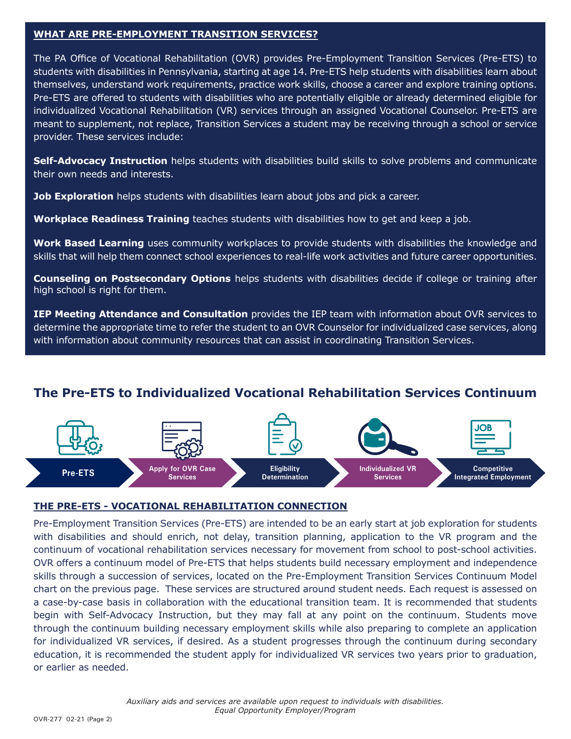**WHAT ARE PRE-EMPLOYMENT TRANSITION SERVICES?**

The PA Office of Vocational Rehabilitation (OVR) provides Pre-Employment Transition Services (Pre-ETS) to students with disabilities in Pennsylvania, starting at age 14. Pre-ETS help students with disabilities learn about themselves, understand work requirements, practice work skills, choose a career and explore training options. Pre-ETS are offered to students with disabilities who are potentially eligible or already determined eligible for individualized Vocational Rehabilitation (VR) services through an assigned Vocational Counselor. Pre-ETS are meant to supplement, not replace, Transition Services a student may be receiving through a school or service provider. These services include:

**Self-Advocacy Instruction** helps students with disabilities build skills to solve problems and communicate their own needs and interests.

**Job Exploration** helps students with disabilities learn about jobs and pick a career.

**Workplace Readiness Training** teaches students with disabilities how to get and keep a job.

**Work Based Learning** uses community workplaces to provide students with disabilities the knowledge and skills that will help them connect school experiences to real-life work activities and future career opportunities.

**Counseling on Postsecondary Options** helps students with disabilities decide if college or training after high school is right for them.

**IEP Meeting Attendance and Consultation** provides the IEP team with information about OVR services to determine the appropriate time to refer the student to an OVR Counselor for individualized case services, along with information about community resources that can assist in coordinating Transition Services.

## The Pre-ETS to Individualized Vocational Rehabilitation Services Continuum

Pre-ETS

Apply for OVR Case Services

Eligibility Determination

Individualized VR Services

Competitive Integrated Employment

**THE PRE-ETS - VOCATIONAL REHABILITATION CONNECTION**

Pre-Employment Transition Services (Pre-ETS) are intended to be an early start at job exploration for students with disabilities and should enrich, not delay, transition planning, application to the VR program and the continuum of vocational rehabilitation services necessary for movement from school to post-school activities. OVR offers a continuum model of Pre-ETS that helps students build necessary employment and independence skills through a succession of services, located on the Pre-Employment Transition Services Continuum Model chart on the previous page. These services are structured around student needs. Each request is assessed on a case-by-case basis in collaboration with the educational transition team. It is recommended that students begin with Self-Advocacy Instruction, but they may fall at any point on the continuum. Students move through the continuum building necessary employment skills while also preparing to complete an application for individualized VR services, if desired. As a student progresses through the continuum during secondary education, it is recommended the student apply for individualized VR services two years prior to graduation, or earlier as needed.

*Auxiliary aids and services are available upon request to individuals with disabilities.*
*Equal Opportunity Employer/Program*

OVR-277 02-21 (Page 2)